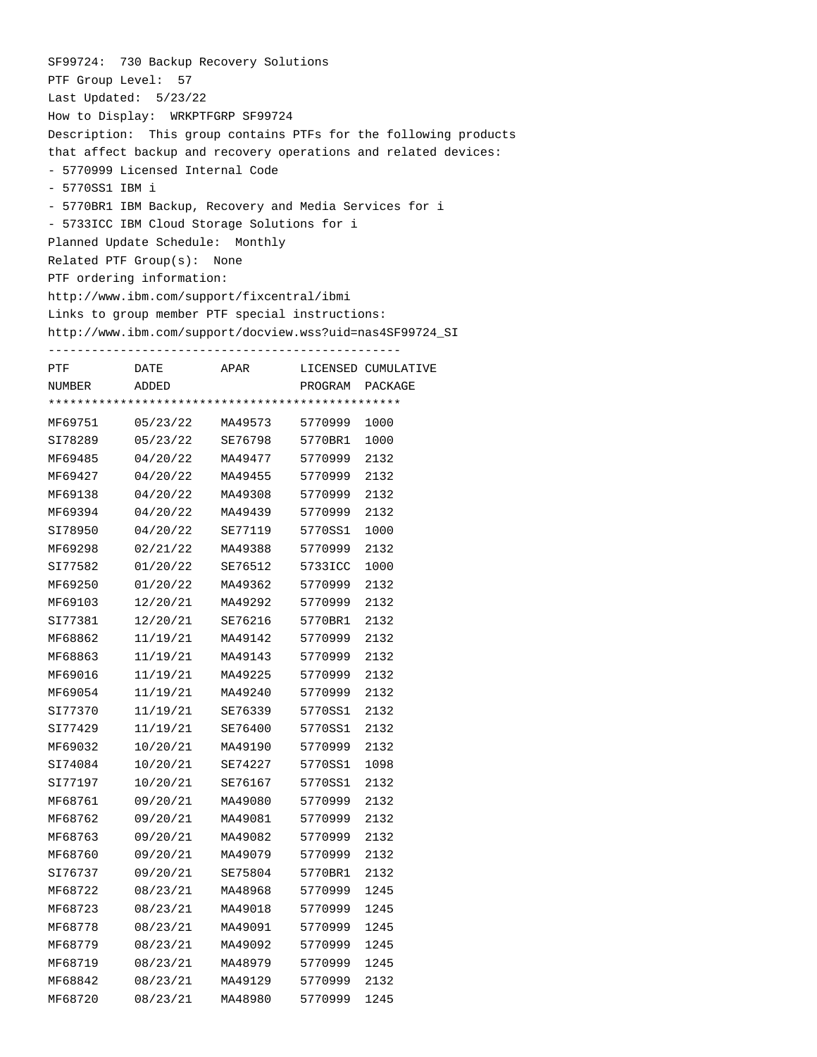SF99724: 730 Backup Recovery Solutions

PTF Group Level: 57

Last Updated: 5/23/22

How to Display: WRKPTFGRP SF99724

Description: This group contains PTFs for the following products that affect backup and recovery operations and related devices:

- 5770999 Licensed Internal Code
- 5770SS1 IBM i
- 5770BR1 IBM Backup, Recovery and Media Services for i
- 5733ICC IBM Cloud Storage Solutions for i

Planned Update Schedule: Monthly

Related PTF Group(s): None

PTF ordering information:

http://www.ibm.com/support/fixcentral/ibmi

Links to group member PTF special instructions:

http://www.ibm.com/support/docview.wss?uid=nas4SF99724_SI

| PTF NUMBER | DATE ADDED | APAR | LICENSED PROGRAM | CUMULATIVE PACKAGE |
|---|---|---|---|---|
| MF69751 | 05/23/22 | MA49573 | 5770999 | 1000 |
| SI78289 | 05/23/22 | SE76798 | 5770BR1 | 1000 |
| MF69485 | 04/20/22 | MA49477 | 5770999 | 2132 |
| MF69427 | 04/20/22 | MA49455 | 5770999 | 2132 |
| MF69138 | 04/20/22 | MA49308 | 5770999 | 2132 |
| MF69394 | 04/20/22 | MA49439 | 5770999 | 2132 |
| SI78950 | 04/20/22 | SE77119 | 5770SS1 | 1000 |
| MF69298 | 02/21/22 | MA49388 | 5770999 | 2132 |
| SI77582 | 01/20/22 | SE76512 | 5733ICC | 1000 |
| MF69250 | 01/20/22 | MA49362 | 5770999 | 2132 |
| MF69103 | 12/20/21 | MA49292 | 5770999 | 2132 |
| SI77381 | 12/20/21 | SE76216 | 5770BR1 | 2132 |
| MF68862 | 11/19/21 | MA49142 | 5770999 | 2132 |
| MF68863 | 11/19/21 | MA49143 | 5770999 | 2132 |
| MF69016 | 11/19/21 | MA49225 | 5770999 | 2132 |
| MF69054 | 11/19/21 | MA49240 | 5770999 | 2132 |
| SI77370 | 11/19/21 | SE76339 | 5770SS1 | 2132 |
| SI77429 | 11/19/21 | SE76400 | 5770SS1 | 2132 |
| MF69032 | 10/20/21 | MA49190 | 5770999 | 2132 |
| SI74084 | 10/20/21 | SE74227 | 5770SS1 | 1098 |
| SI77197 | 10/20/21 | SE76167 | 5770SS1 | 2132 |
| MF68761 | 09/20/21 | MA49080 | 5770999 | 2132 |
| MF68762 | 09/20/21 | MA49081 | 5770999 | 2132 |
| MF68763 | 09/20/21 | MA49082 | 5770999 | 2132 |
| MF68760 | 09/20/21 | MA49079 | 5770999 | 2132 |
| SI76737 | 09/20/21 | SE75804 | 5770BR1 | 2132 |
| MF68722 | 08/23/21 | MA48968 | 5770999 | 1245 |
| MF68723 | 08/23/21 | MA49018 | 5770999 | 1245 |
| MF68778 | 08/23/21 | MA49091 | 5770999 | 1245 |
| MF68779 | 08/23/21 | MA49092 | 5770999 | 1245 |
| MF68719 | 08/23/21 | MA48979 | 5770999 | 1245 |
| MF68842 | 08/23/21 | MA49129 | 5770999 | 2132 |
| MF68720 | 08/23/21 | MA48980 | 5770999 | 1245 |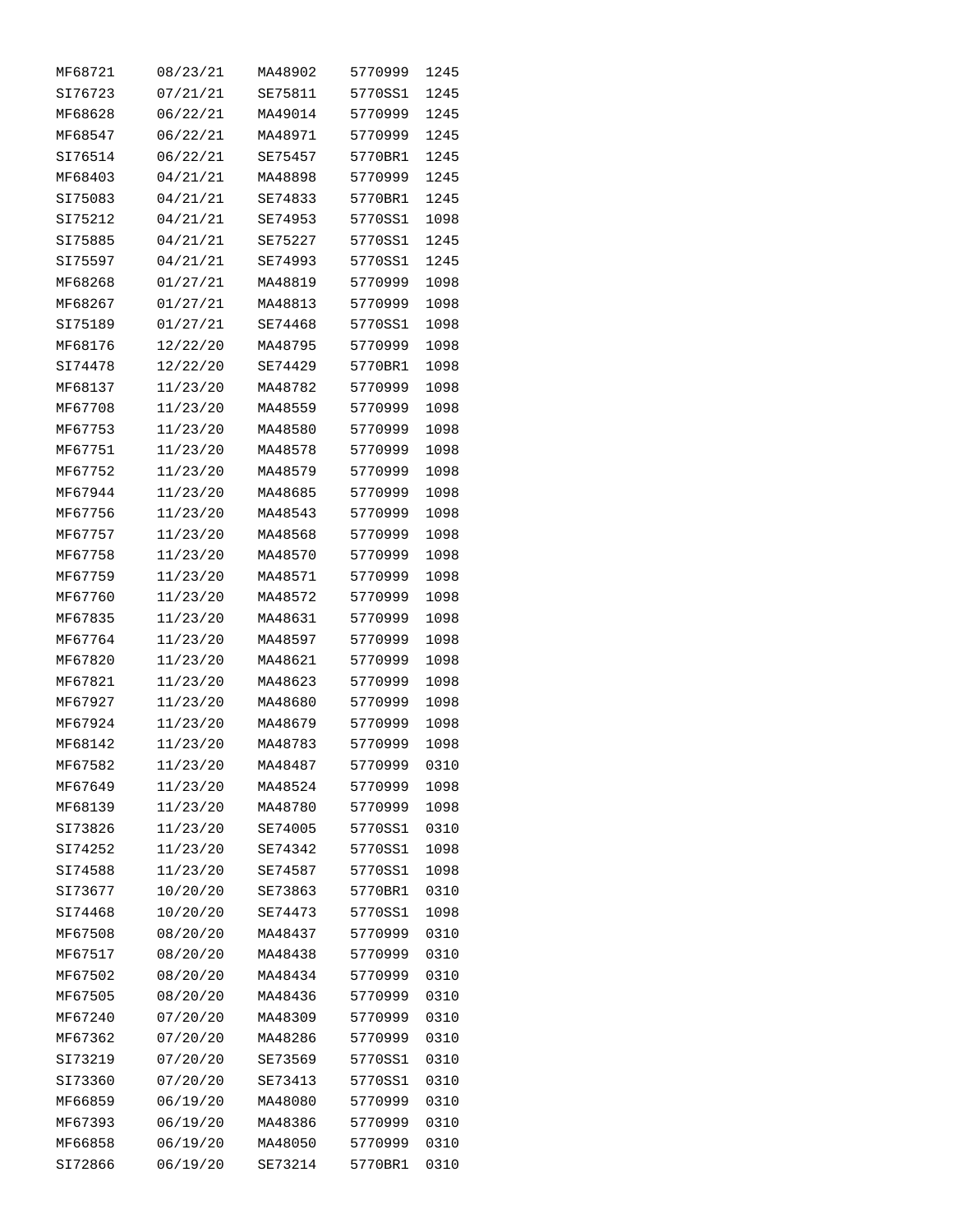| | | | | |
|---|---|---|---|---|
| MF68721 | 08/23/21 | MA48902 | 5770999 | 1245 |
| SI76723 | 07/21/21 | SE75811 | 5770SS1 | 1245 |
| MF68628 | 06/22/21 | MA49014 | 5770999 | 1245 |
| MF68547 | 06/22/21 | MA48971 | 5770999 | 1245 |
| SI76514 | 06/22/21 | SE75457 | 5770BR1 | 1245 |
| MF68403 | 04/21/21 | MA48898 | 5770999 | 1245 |
| SI75083 | 04/21/21 | SE74833 | 5770BR1 | 1245 |
| SI75212 | 04/21/21 | SE74953 | 5770SS1 | 1098 |
| SI75885 | 04/21/21 | SE75227 | 5770SS1 | 1245 |
| SI75597 | 04/21/21 | SE74993 | 5770SS1 | 1245 |
| MF68268 | 01/27/21 | MA48819 | 5770999 | 1098 |
| MF68267 | 01/27/21 | MA48813 | 5770999 | 1098 |
| SI75189 | 01/27/21 | SE74468 | 5770SS1 | 1098 |
| MF68176 | 12/22/20 | MA48795 | 5770999 | 1098 |
| SI74478 | 12/22/20 | SE74429 | 5770BR1 | 1098 |
| MF68137 | 11/23/20 | MA48782 | 5770999 | 1098 |
| MF67708 | 11/23/20 | MA48559 | 5770999 | 1098 |
| MF67753 | 11/23/20 | MA48580 | 5770999 | 1098 |
| MF67751 | 11/23/20 | MA48578 | 5770999 | 1098 |
| MF67752 | 11/23/20 | MA48579 | 5770999 | 1098 |
| MF67944 | 11/23/20 | MA48685 | 5770999 | 1098 |
| MF67756 | 11/23/20 | MA48543 | 5770999 | 1098 |
| MF67757 | 11/23/20 | MA48568 | 5770999 | 1098 |
| MF67758 | 11/23/20 | MA48570 | 5770999 | 1098 |
| MF67759 | 11/23/20 | MA48571 | 5770999 | 1098 |
| MF67760 | 11/23/20 | MA48572 | 5770999 | 1098 |
| MF67835 | 11/23/20 | MA48631 | 5770999 | 1098 |
| MF67764 | 11/23/20 | MA48597 | 5770999 | 1098 |
| MF67820 | 11/23/20 | MA48621 | 5770999 | 1098 |
| MF67821 | 11/23/20 | MA48623 | 5770999 | 1098 |
| MF67927 | 11/23/20 | MA48680 | 5770999 | 1098 |
| MF67924 | 11/23/20 | MA48679 | 5770999 | 1098 |
| MF68142 | 11/23/20 | MA48783 | 5770999 | 1098 |
| MF67582 | 11/23/20 | MA48487 | 5770999 | 0310 |
| MF67649 | 11/23/20 | MA48524 | 5770999 | 1098 |
| MF68139 | 11/23/20 | MA48780 | 5770999 | 1098 |
| SI73826 | 11/23/20 | SE74005 | 5770SS1 | 0310 |
| SI74252 | 11/23/20 | SE74342 | 5770SS1 | 1098 |
| SI74588 | 11/23/20 | SE74587 | 5770SS1 | 1098 |
| SI73677 | 10/20/20 | SE73863 | 5770BR1 | 0310 |
| SI74468 | 10/20/20 | SE74473 | 5770SS1 | 1098 |
| MF67508 | 08/20/20 | MA48437 | 5770999 | 0310 |
| MF67517 | 08/20/20 | MA48438 | 5770999 | 0310 |
| MF67502 | 08/20/20 | MA48434 | 5770999 | 0310 |
| MF67505 | 08/20/20 | MA48436 | 5770999 | 0310 |
| MF67240 | 07/20/20 | MA48309 | 5770999 | 0310 |
| MF67362 | 07/20/20 | MA48286 | 5770999 | 0310 |
| SI73219 | 07/20/20 | SE73569 | 5770SS1 | 0310 |
| SI73360 | 07/20/20 | SE73413 | 5770SS1 | 0310 |
| MF66859 | 06/19/20 | MA48080 | 5770999 | 0310 |
| MF67393 | 06/19/20 | MA48386 | 5770999 | 0310 |
| MF66858 | 06/19/20 | MA48050 | 5770999 | 0310 |
| SI72866 | 06/19/20 | SE73214 | 5770BR1 | 0310 |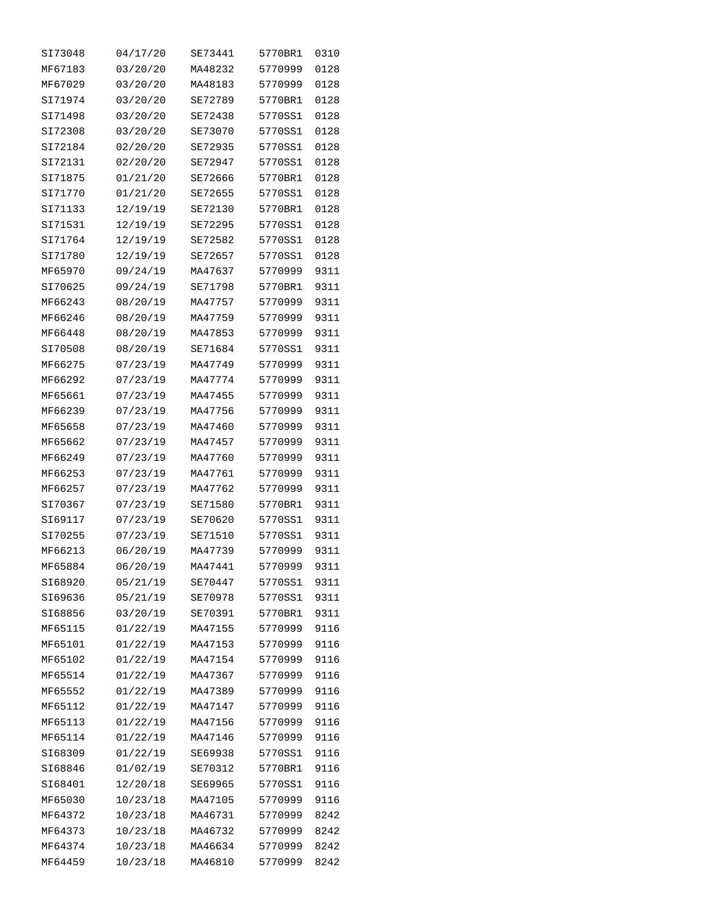| | | | | |
|---|---|---|---|---|
| SI73048 | 04/17/20 | SE73441 | 5770BR1 | 0310 |
| MF67183 | 03/20/20 | MA48232 | 5770999 | 0128 |
| MF67029 | 03/20/20 | MA48183 | 5770999 | 0128 |
| SI71974 | 03/20/20 | SE72789 | 5770BR1 | 0128 |
| SI71498 | 03/20/20 | SE72438 | 5770SS1 | 0128 |
| SI72308 | 03/20/20 | SE73070 | 5770SS1 | 0128 |
| SI72184 | 02/20/20 | SE72935 | 5770SS1 | 0128 |
| SI72131 | 02/20/20 | SE72947 | 5770SS1 | 0128 |
| SI71875 | 01/21/20 | SE72666 | 5770BR1 | 0128 |
| SI71770 | 01/21/20 | SE72655 | 5770SS1 | 0128 |
| SI71133 | 12/19/19 | SE72130 | 5770BR1 | 0128 |
| SI71531 | 12/19/19 | SE72295 | 5770SS1 | 0128 |
| SI71764 | 12/19/19 | SE72582 | 5770SS1 | 0128 |
| SI71780 | 12/19/19 | SE72657 | 5770SS1 | 0128 |
| MF65970 | 09/24/19 | MA47637 | 5770999 | 9311 |
| SI70625 | 09/24/19 | SE71798 | 5770BR1 | 9311 |
| MF66243 | 08/20/19 | MA47757 | 5770999 | 9311 |
| MF66246 | 08/20/19 | MA47759 | 5770999 | 9311 |
| MF66448 | 08/20/19 | MA47853 | 5770999 | 9311 |
| SI70508 | 08/20/19 | SE71684 | 5770SS1 | 9311 |
| MF66275 | 07/23/19 | MA47749 | 5770999 | 9311 |
| MF66292 | 07/23/19 | MA47774 | 5770999 | 9311 |
| MF65661 | 07/23/19 | MA47455 | 5770999 | 9311 |
| MF66239 | 07/23/19 | MA47756 | 5770999 | 9311 |
| MF65658 | 07/23/19 | MA47460 | 5770999 | 9311 |
| MF65662 | 07/23/19 | MA47457 | 5770999 | 9311 |
| MF66249 | 07/23/19 | MA47760 | 5770999 | 9311 |
| MF66253 | 07/23/19 | MA47761 | 5770999 | 9311 |
| MF66257 | 07/23/19 | MA47762 | 5770999 | 9311 |
| SI70367 | 07/23/19 | SE71580 | 5770BR1 | 9311 |
| SI69117 | 07/23/19 | SE70620 | 5770SS1 | 9311 |
| SI70255 | 07/23/19 | SE71510 | 5770SS1 | 9311 |
| MF66213 | 06/20/19 | MA47739 | 5770999 | 9311 |
| MF65884 | 06/20/19 | MA47441 | 5770999 | 9311 |
| SI68920 | 05/21/19 | SE70447 | 5770SS1 | 9311 |
| SI69636 | 05/21/19 | SE70978 | 5770SS1 | 9311 |
| SI68856 | 03/20/19 | SE70391 | 5770BR1 | 9311 |
| MF65115 | 01/22/19 | MA47155 | 5770999 | 9116 |
| MF65101 | 01/22/19 | MA47153 | 5770999 | 9116 |
| MF65102 | 01/22/19 | MA47154 | 5770999 | 9116 |
| MF65514 | 01/22/19 | MA47367 | 5770999 | 9116 |
| MF65552 | 01/22/19 | MA47389 | 5770999 | 9116 |
| MF65112 | 01/22/19 | MA47147 | 5770999 | 9116 |
| MF65113 | 01/22/19 | MA47156 | 5770999 | 9116 |
| MF65114 | 01/22/19 | MA47146 | 5770999 | 9116 |
| SI68309 | 01/22/19 | SE69938 | 5770SS1 | 9116 |
| SI68846 | 01/02/19 | SE70312 | 5770BR1 | 9116 |
| SI68401 | 12/20/18 | SE69965 | 5770SS1 | 9116 |
| MF65030 | 10/23/18 | MA47105 | 5770999 | 9116 |
| MF64372 | 10/23/18 | MA46731 | 5770999 | 8242 |
| MF64373 | 10/23/18 | MA46732 | 5770999 | 8242 |
| MF64374 | 10/23/18 | MA46634 | 5770999 | 8242 |
| MF64459 | 10/23/18 | MA46810 | 5770999 | 8242 |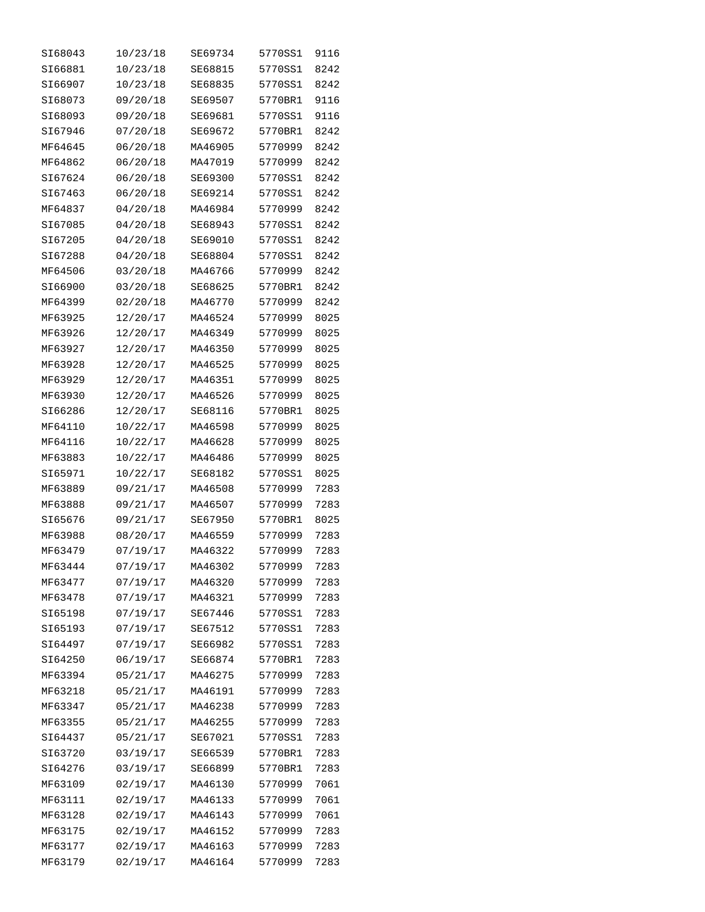| | | | | |
|---|---|---|---|---|
| SI68043 | 10/23/18 | SE69734 | 5770SS1 | 9116 |
| SI66881 | 10/23/18 | SE68815 | 5770SS1 | 8242 |
| SI66907 | 10/23/18 | SE68835 | 5770SS1 | 8242 |
| SI68073 | 09/20/18 | SE69507 | 5770BR1 | 9116 |
| SI68093 | 09/20/18 | SE69681 | 5770SS1 | 9116 |
| SI67946 | 07/20/18 | SE69672 | 5770BR1 | 8242 |
| MF64645 | 06/20/18 | MA46905 | 5770999 | 8242 |
| MF64862 | 06/20/18 | MA47019 | 5770999 | 8242 |
| SI67624 | 06/20/18 | SE69300 | 5770SS1 | 8242 |
| SI67463 | 06/20/18 | SE69214 | 5770SS1 | 8242 |
| MF64837 | 04/20/18 | MA46984 | 5770999 | 8242 |
| SI67085 | 04/20/18 | SE68943 | 5770SS1 | 8242 |
| SI67205 | 04/20/18 | SE69010 | 5770SS1 | 8242 |
| SI67288 | 04/20/18 | SE68804 | 5770SS1 | 8242 |
| MF64506 | 03/20/18 | MA46766 | 5770999 | 8242 |
| SI66900 | 03/20/18 | SE68625 | 5770BR1 | 8242 |
| MF64399 | 02/20/18 | MA46770 | 5770999 | 8242 |
| MF63925 | 12/20/17 | MA46524 | 5770999 | 8025 |
| MF63926 | 12/20/17 | MA46349 | 5770999 | 8025 |
| MF63927 | 12/20/17 | MA46350 | 5770999 | 8025 |
| MF63928 | 12/20/17 | MA46525 | 5770999 | 8025 |
| MF63929 | 12/20/17 | MA46351 | 5770999 | 8025 |
| MF63930 | 12/20/17 | MA46526 | 5770999 | 8025 |
| SI66286 | 12/20/17 | SE68116 | 5770BR1 | 8025 |
| MF64110 | 10/22/17 | MA46598 | 5770999 | 8025 |
| MF64116 | 10/22/17 | MA46628 | 5770999 | 8025 |
| MF63883 | 10/22/17 | MA46486 | 5770999 | 8025 |
| SI65971 | 10/22/17 | SE68182 | 5770SS1 | 8025 |
| MF63889 | 09/21/17 | MA46508 | 5770999 | 7283 |
| MF63888 | 09/21/17 | MA46507 | 5770999 | 7283 |
| SI65676 | 09/21/17 | SE67950 | 5770BR1 | 8025 |
| MF63988 | 08/20/17 | MA46559 | 5770999 | 7283 |
| MF63479 | 07/19/17 | MA46322 | 5770999 | 7283 |
| MF63444 | 07/19/17 | MA46302 | 5770999 | 7283 |
| MF63477 | 07/19/17 | MA46320 | 5770999 | 7283 |
| MF63478 | 07/19/17 | MA46321 | 5770999 | 7283 |
| SI65198 | 07/19/17 | SE67446 | 5770SS1 | 7283 |
| SI65193 | 07/19/17 | SE67512 | 5770SS1 | 7283 |
| SI64497 | 07/19/17 | SE66982 | 5770SS1 | 7283 |
| SI64250 | 06/19/17 | SE66874 | 5770BR1 | 7283 |
| MF63394 | 05/21/17 | MA46275 | 5770999 | 7283 |
| MF63218 | 05/21/17 | MA46191 | 5770999 | 7283 |
| MF63347 | 05/21/17 | MA46238 | 5770999 | 7283 |
| MF63355 | 05/21/17 | MA46255 | 5770999 | 7283 |
| SI64437 | 05/21/17 | SE67021 | 5770SS1 | 7283 |
| SI63720 | 03/19/17 | SE66539 | 5770BR1 | 7283 |
| SI64276 | 03/19/17 | SE66899 | 5770BR1 | 7283 |
| MF63109 | 02/19/17 | MA46130 | 5770999 | 7061 |
| MF63111 | 02/19/17 | MA46133 | 5770999 | 7061 |
| MF63128 | 02/19/17 | MA46143 | 5770999 | 7061 |
| MF63175 | 02/19/17 | MA46152 | 5770999 | 7283 |
| MF63177 | 02/19/17 | MA46163 | 5770999 | 7283 |
| MF63179 | 02/19/17 | MA46164 | 5770999 | 7283 |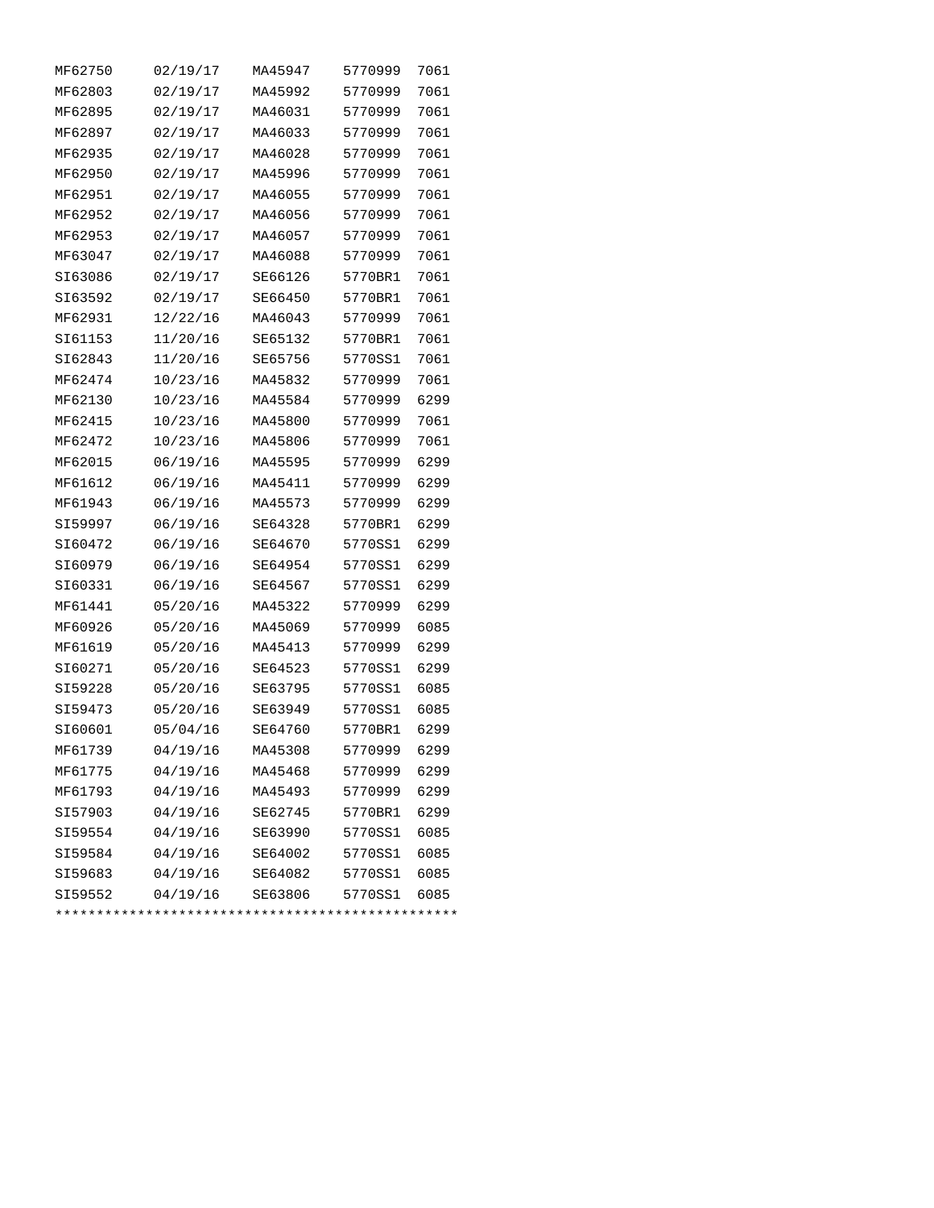| | | | | |
|---|---|---|---|---|
| MF62750 | 02/19/17 | MA45947 | 5770999 | 7061 |
| MF62803 | 02/19/17 | MA45992 | 5770999 | 7061 |
| MF62895 | 02/19/17 | MA46031 | 5770999 | 7061 |
| MF62897 | 02/19/17 | MA46033 | 5770999 | 7061 |
| MF62935 | 02/19/17 | MA46028 | 5770999 | 7061 |
| MF62950 | 02/19/17 | MA45996 | 5770999 | 7061 |
| MF62951 | 02/19/17 | MA46055 | 5770999 | 7061 |
| MF62952 | 02/19/17 | MA46056 | 5770999 | 7061 |
| MF62953 | 02/19/17 | MA46057 | 5770999 | 7061 |
| MF63047 | 02/19/17 | MA46088 | 5770999 | 7061 |
| SI63086 | 02/19/17 | SE66126 | 5770BR1 | 7061 |
| SI63592 | 02/19/17 | SE66450 | 5770BR1 | 7061 |
| MF62931 | 12/22/16 | MA46043 | 5770999 | 7061 |
| SI61153 | 11/20/16 | SE65132 | 5770BR1 | 7061 |
| SI62843 | 11/20/16 | SE65756 | 5770SS1 | 7061 |
| MF62474 | 10/23/16 | MA45832 | 5770999 | 7061 |
| MF62130 | 10/23/16 | MA45584 | 5770999 | 6299 |
| MF62415 | 10/23/16 | MA45800 | 5770999 | 7061 |
| MF62472 | 10/23/16 | MA45806 | 5770999 | 7061 |
| MF62015 | 06/19/16 | MA45595 | 5770999 | 6299 |
| MF61612 | 06/19/16 | MA45411 | 5770999 | 6299 |
| MF61943 | 06/19/16 | MA45573 | 5770999 | 6299 |
| SI59997 | 06/19/16 | SE64328 | 5770BR1 | 6299 |
| SI60472 | 06/19/16 | SE64670 | 5770SS1 | 6299 |
| SI60979 | 06/19/16 | SE64954 | 5770SS1 | 6299 |
| SI60331 | 06/19/16 | SE64567 | 5770SS1 | 6299 |
| MF61441 | 05/20/16 | MA45322 | 5770999 | 6299 |
| MF60926 | 05/20/16 | MA45069 | 5770999 | 6085 |
| MF61619 | 05/20/16 | MA45413 | 5770999 | 6299 |
| SI60271 | 05/20/16 | SE64523 | 5770SS1 | 6299 |
| SI59228 | 05/20/16 | SE63795 | 5770SS1 | 6085 |
| SI59473 | 05/20/16 | SE63949 | 5770SS1 | 6085 |
| SI60601 | 05/04/16 | SE64760 | 5770BR1 | 6299 |
| MF61739 | 04/19/16 | MA45308 | 5770999 | 6299 |
| MF61775 | 04/19/16 | MA45468 | 5770999 | 6299 |
| MF61793 | 04/19/16 | MA45493 | 5770999 | 6299 |
| SI57903 | 04/19/16 | SE62745 | 5770BR1 | 6299 |
| SI59554 | 04/19/16 | SE63990 | 5770SS1 | 6085 |
| SI59584 | 04/19/16 | SE64002 | 5770SS1 | 6085 |
| SI59683 | 04/19/16 | SE64082 | 5770SS1 | 6085 |
| SI59552 | 04/19/16 | SE63806 | 5770SS1 | 6085 |

*************************************************